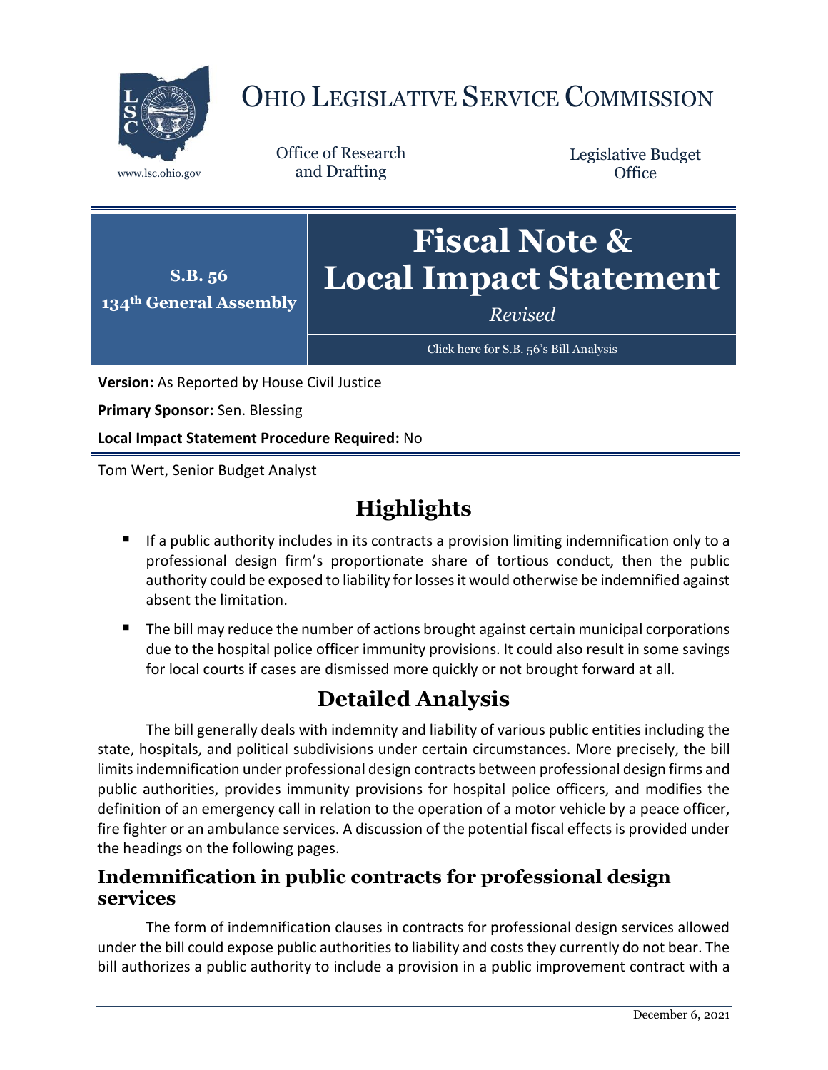# OHIO LEGISLATIVE SERVICE COMMISSION

www.lsc.ohio.gov

Office of Research and Drafting

Legislative Budget Office

**S.B. 56**
**134th General Assembly**

# Fiscal Note & Local Impact Statement

*Revised*

Click here for S.B. 56's Bill Analysis

**Version:** As Reported by House Civil Justice

**Primary Sponsor:** Sen. Blessing

**Local Impact Statement Procedure Required:** No

Tom Wert, Senior Budget Analyst

## Highlights

- If a public authority includes in its contracts a provision limiting indemnification only to a professional design firm's proportionate share of tortious conduct, then the public authority could be exposed to liability for losses it would otherwise be indemnified against absent the limitation.
- The bill may reduce the number of actions brought against certain municipal corporations due to the hospital police officer immunity provisions. It could also result in some savings for local courts if cases are dismissed more quickly or not brought forward at all.

## Detailed Analysis

The bill generally deals with indemnity and liability of various public entities including the state, hospitals, and political subdivisions under certain circumstances. More precisely, the bill limits indemnification under professional design contracts between professional design firms and public authorities, provides immunity provisions for hospital police officers, and modifies the definition of an emergency call in relation to the operation of a motor vehicle by a peace officer, fire fighter or an ambulance services. A discussion of the potential fiscal effects is provided under the headings on the following pages.

### Indemnification in public contracts for professional design services

The form of indemnification clauses in contracts for professional design services allowed under the bill could expose public authorities to liability and costs they currently do not bear. The bill authorizes a public authority to include a provision in a public improvement contract with a

December 6, 2021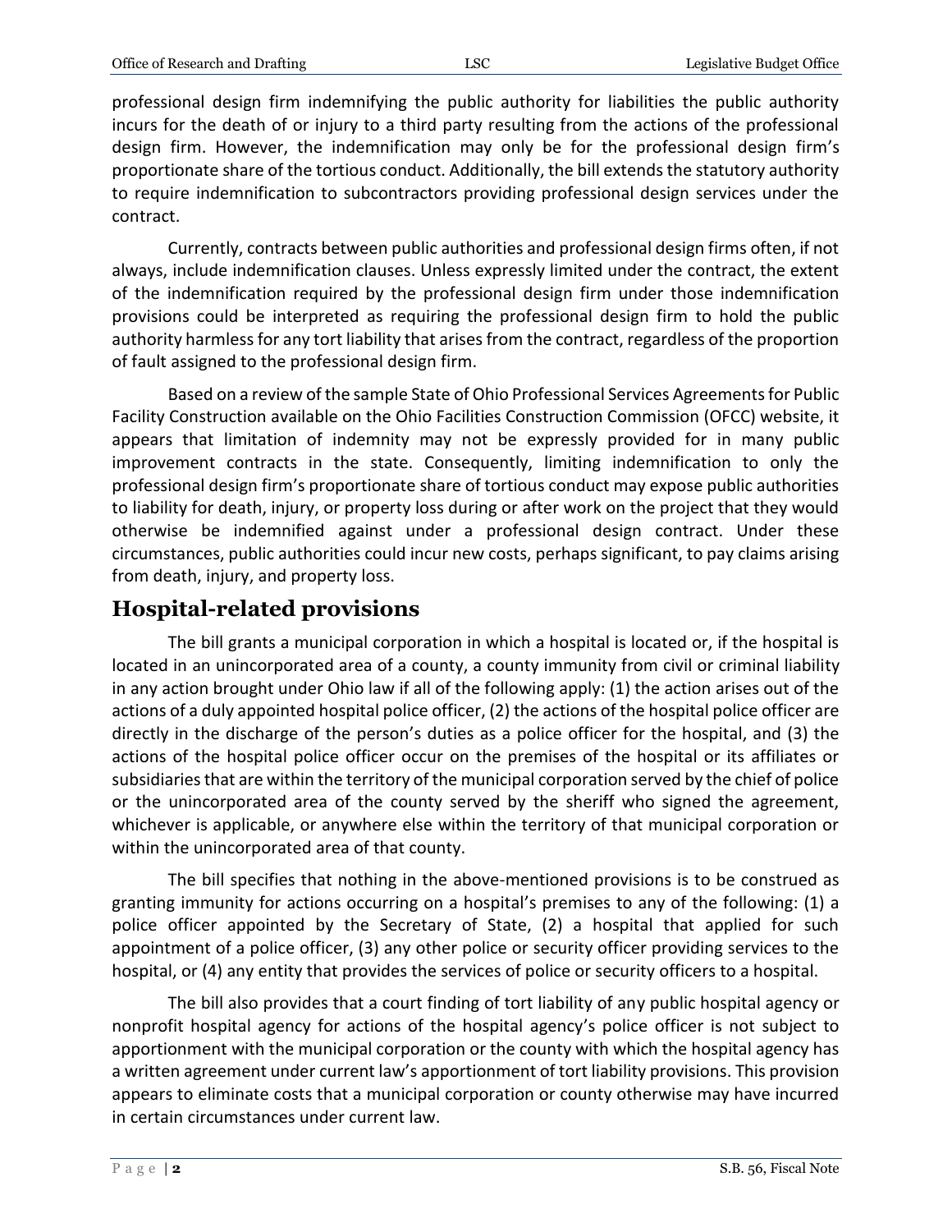professional design firm indemnifying the public authority for liabilities the public authority incurs for the death of or injury to a third party resulting from the actions of the professional design firm. However, the indemnification may only be for the professional design firm's proportionate share of the tortious conduct. Additionally, the bill extends the statutory authority to require indemnification to subcontractors providing professional design services under the contract.

Currently, contracts between public authorities and professional design firms often, if not always, include indemnification clauses. Unless expressly limited under the contract, the extent of the indemnification required by the professional design firm under those indemnification provisions could be interpreted as requiring the professional design firm to hold the public authority harmless for any tort liability that arises from the contract, regardless of the proportion of fault assigned to the professional design firm.

Based on a review of the sample State of Ohio Professional Services Agreements for Public Facility Construction available on the Ohio Facilities Construction Commission (OFCC) website, it appears that limitation of indemnity may not be expressly provided for in many public improvement contracts in the state. Consequently, limiting indemnification to only the professional design firm's proportionate share of tortious conduct may expose public authorities to liability for death, injury, or property loss during or after work on the project that they would otherwise be indemnified against under a professional design contract. Under these circumstances, public authorities could incur new costs, perhaps significant, to pay claims arising from death, injury, and property loss.

## Hospital-related provisions

The bill grants a municipal corporation in which a hospital is located or, if the hospital is located in an unincorporated area of a county, a county immunity from civil or criminal liability in any action brought under Ohio law if all of the following apply: (1) the action arises out of the actions of a duly appointed hospital police officer, (2) the actions of the hospital police officer are directly in the discharge of the person's duties as a police officer for the hospital, and (3) the actions of the hospital police officer occur on the premises of the hospital or its affiliates or subsidiaries that are within the territory of the municipal corporation served by the chief of police or the unincorporated area of the county served by the sheriff who signed the agreement, whichever is applicable, or anywhere else within the territory of that municipal corporation or within the unincorporated area of that county.

The bill specifies that nothing in the above-mentioned provisions is to be construed as granting immunity for actions occurring on a hospital's premises to any of the following: (1) a police officer appointed by the Secretary of State, (2) a hospital that applied for such appointment of a police officer, (3) any other police or security officer providing services to the hospital, or (4) any entity that provides the services of police or security officers to a hospital.

The bill also provides that a court finding of tort liability of any public hospital agency or nonprofit hospital agency for actions of the hospital agency's police officer is not subject to apportionment with the municipal corporation or the county with which the hospital agency has a written agreement under current law's apportionment of tort liability provisions. This provision appears to eliminate costs that a municipal corporation or county otherwise may have incurred in certain circumstances under current law.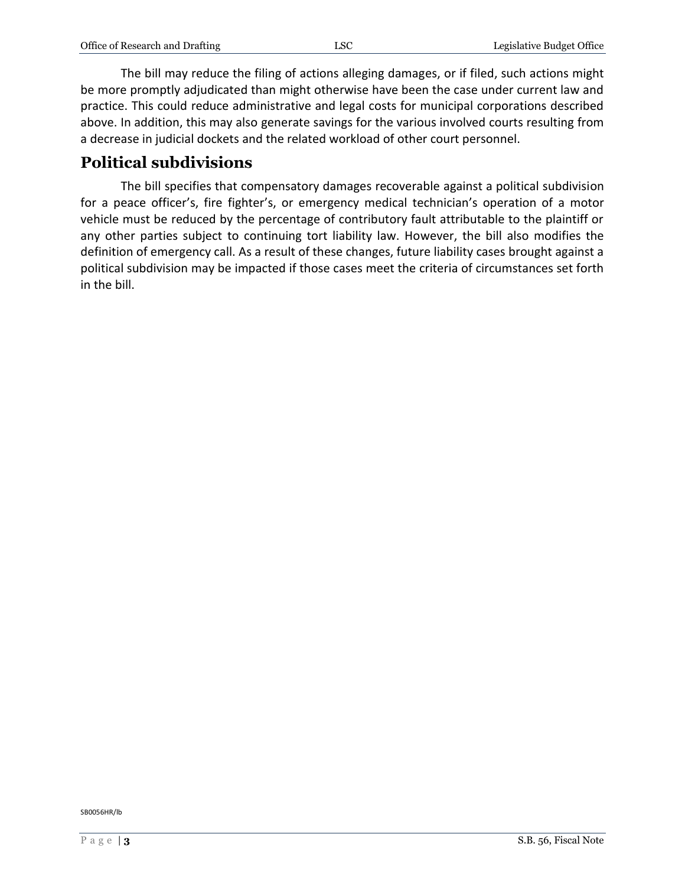The bill may reduce the filing of actions alleging damages, or if filed, such actions might be more promptly adjudicated than might otherwise have been the case under current law and practice. This could reduce administrative and legal costs for municipal corporations described above. In addition, this may also generate savings for the various involved courts resulting from a decrease in judicial dockets and the related workload of other court personnel.

## Political subdivisions

The bill specifies that compensatory damages recoverable against a political subdivision for a peace officer's, fire fighter's, or emergency medical technician's operation of a motor vehicle must be reduced by the percentage of contributory fault attributable to the plaintiff or any other parties subject to continuing tort liability law. However, the bill also modifies the definition of emergency call. As a result of these changes, future liability cases brought against a political subdivision may be impacted if those cases meet the criteria of circumstances set forth in the bill.

SB0056HR/lb